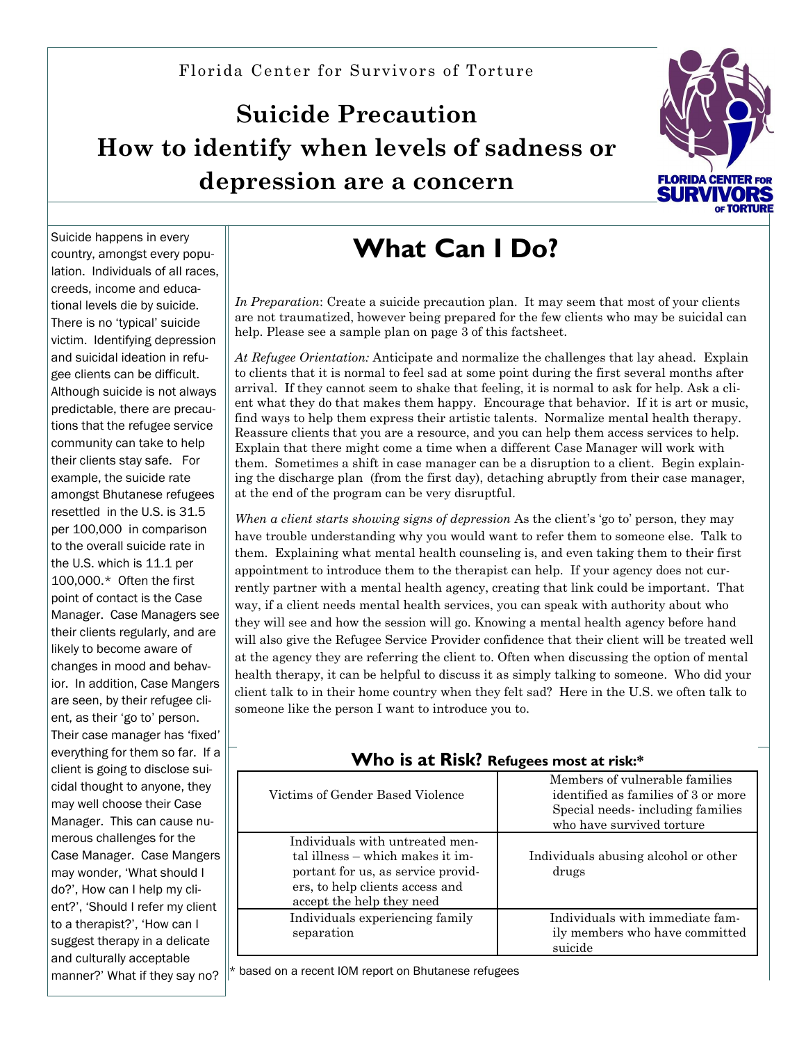Florida Center for Survivors of Torture

# Suicide Precaution
# How to identify when levels of sadness or depression are a concern

Suicide happens in every country, amongst every population. Individuals of all races, creeds, income and educational levels die by suicide. There is no 'typical' suicide victim. Identifying depression and suicidal ideation in refugee clients can be difficult. Although suicide is not always predictable, there are precautions that the refugee service community can take to help their clients stay safe. For example, the suicide rate amongst Bhutanese refugees resettled in the U.S. is 31.5 per 100,000 in comparison to the overall suicide rate in the U.S. which is 11.1 per 100,000.* Often the first point of contact is the Case Manager. Case Managers see their clients regularly, and are likely to become aware of changes in mood and behavior. In addition, Case Mangers are seen, by their refugee client, as their 'go to' person. Their case manager has 'fixed' everything for them so far. If a client is going to disclose suicidal thought to anyone, they may well choose their Case Manager. This can cause numerous challenges for the Case Manager. Case Mangers may wonder, 'What should I do?', How can I help my client?', 'Should I refer my client to a therapist?', 'How can I suggest therapy in a delicate and culturally acceptable manner?' What if they say no?

## What Can I Do?

*In Preparation*: Create a suicide precaution plan. It may seem that most of your clients are not traumatized, however being prepared for the few clients who may be suicidal can help. Please see a sample plan on page 3 of this factsheet.

*At Refugee Orientation:* Anticipate and normalize the challenges that lay ahead. Explain to clients that it is normal to feel sad at some point during the first several months after arrival. If they cannot seem to shake that feeling, it is normal to ask for help. Ask a client what they do that makes them happy. Encourage that behavior. If it is art or music, find ways to help them express their artistic talents. Normalize mental health therapy. Reassure clients that you are a resource, and you can help them access services to help. Explain that there might come a time when a different Case Manager will work with them. Sometimes a shift in case manager can be a disruption to a client. Begin explaining the discharge plan (from the first day), detaching abruptly from their case manager, at the end of the program can be very disruptful.

*When a client starts showing signs of depression* As the client's 'go to' person, they may have trouble understanding why you would want to refer them to someone else. Talk to them. Explaining what mental health counseling is, and even taking them to their first appointment to introduce them to the therapist can help. If your agency does not currently partner with a mental health agency, creating that link could be important. That way, if a client needs mental health services, you can speak with authority about who they will see and how the session will go. Knowing a mental health agency before hand will also give the Refugee Service Provider confidence that their client will be treated well at the agency they are referring the client to. Often when discussing the option of mental health therapy, it can be helpful to discuss it as simply talking to someone. Who did your client talk to in their home country when they felt sad? Here in the U.S. we often talk to someone like the person I want to introduce you to.

### Who is at Risk? Refugees most at risk:*

| | |
|---|---|
| Victims of Gender Based Violence | Members of vulnerable families identified as families of 3 or more Special needs- including families who have survived torture |
| Individuals with untreated mental illness – which makes it important for us, as service providers, to help clients access and accept the help they need | Individuals abusing alcohol or other drugs |
| Individuals experiencing family separation | Individuals with immediate family members who have committed suicide |

\* based on a recent IOM report on Bhutanese refugees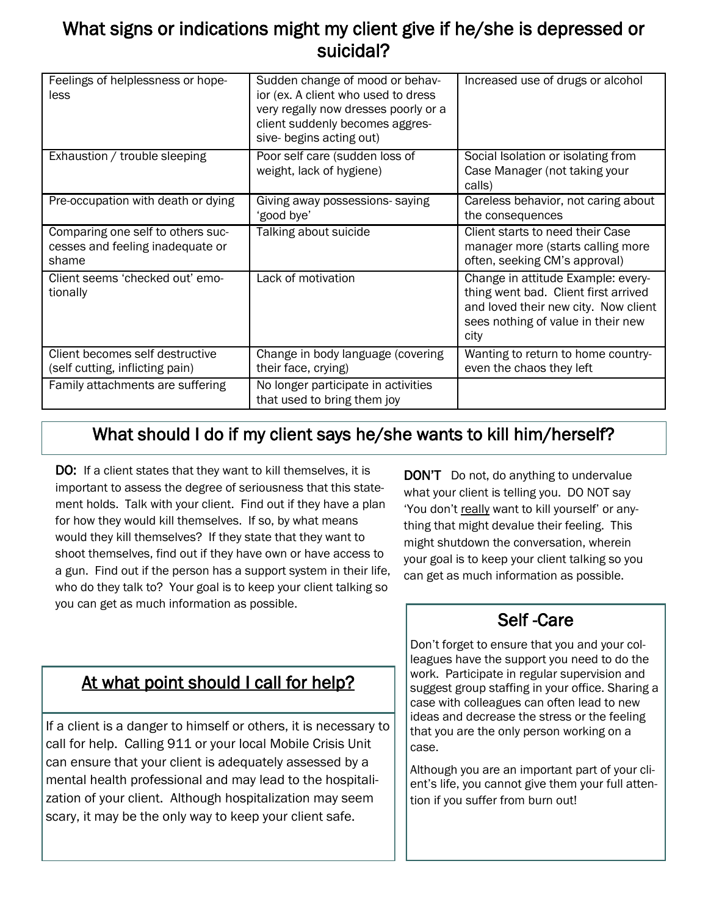# What signs or indications might my client give if he/she is depressed or suicidal?

| | | |
|---|---|---|
| Feelings of helplessness or hopeless | Sudden change of mood or behavior (ex. A client who used to dress very regally now dresses poorly or a client suddenly becomes aggressive- begins acting out) | Increased use of drugs or alcohol |
| Exhaustion / trouble sleeping | Poor self care (sudden loss of weight, lack of hygiene) | Social Isolation or isolating from Case Manager (not taking your calls) |
| Pre-occupation with death or dying | Giving away possessions- saying 'good bye' | Careless behavior, not caring about the consequences |
| Comparing one self to others successes and feeling inadequate or shame | Talking about suicide | Client starts to need their Case manager more (starts calling more often, seeking CM's approval) |
| Client seems 'checked out' emotionally | Lack of motivation | Change in attitude Example: everything went bad. Client first arrived and loved their new city. Now client sees nothing of value in their new city |
| Client becomes self destructive (self cutting, inflicting pain) | Change in body language (covering their face, crying) | Wanting to return to home country- even the chaos they left |
| Family attachments are suffering | No longer participate in activities that used to bring them joy | |

## What should I do if my client says he/she wants to kill him/herself?

**DO:** If a client states that they want to kill themselves, it is important to assess the degree of seriousness that this statement holds. Talk with your client. Find out if they have a plan for how they would kill themselves. If so, by what means would they kill themselves? If they state that they want to shoot themselves, find out if they have own or have access to a gun. Find out if the person has a support system in their life, who do they talk to? Your goal is to keep your client talking so you can get as much information as possible.

**DON'T** Do not, do anything to undervalue what your client is telling you. DO NOT say 'You don't really want to kill yourself' or anything that might devalue their feeling. This might shutdown the conversation, wherein your goal is to keep your client talking so you can get as much information as possible.

## At what point should I call for help?

If a client is a danger to himself or others, it is necessary to call for help. Calling 911 or your local Mobile Crisis Unit can ensure that your client is adequately assessed by a mental health professional and may lead to the hospitalization of your client. Although hospitalization may seem scary, it may be the only way to keep your client safe.

## Self -Care

Don't forget to ensure that you and your colleagues have the support you need to do the work. Participate in regular supervision and suggest group staffing in your office. Sharing a case with colleagues can often lead to new ideas and decrease the stress or the feeling that you are the only person working on a case.

Although you are an important part of your client's life, you cannot give them your full attention if you suffer from burn out!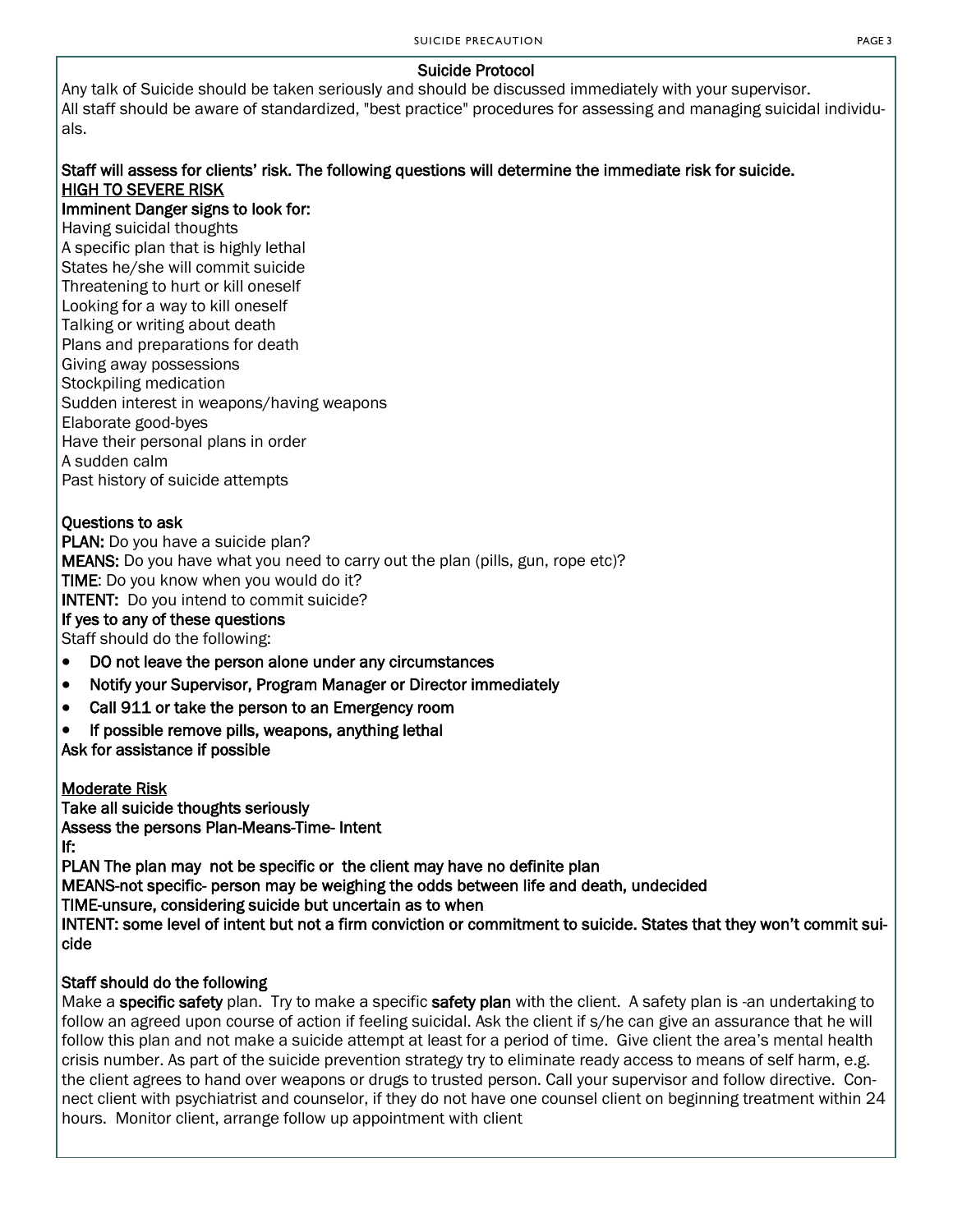## Suicide Protocol

Any talk of Suicide should be taken seriously and should be discussed immediately with your supervisor.
All staff should be aware of standardized, "best practice" procedures for assessing and managing suicidal individuals.

**Staff will assess for clients' risk. The following questions will determine the immediate risk for suicide.**

**HIGH TO SEVERE RISK**

**Imminent Danger signs to look for:**

Having suicidal thoughts
A specific plan that is highly lethal
States he/she will commit suicide
Threatening to hurt or kill oneself
Looking for a way to kill oneself
Talking or writing about death
Plans and preparations for death
Giving away possessions
Stockpiling medication
Sudden interest in weapons/having weapons
Elaborate good-byes
Have their personal plans in order
A sudden calm
Past history of suicide attempts

**Questions to ask**

**PLAN:** Do you have a suicide plan?
**MEANS:** Do you have what you need to carry out the plan (pills, gun, rope etc)?
**TIME**: Do you know when you would do it?
**INTENT:** Do you intend to commit suicide?

**If yes to any of these questions**

Staff should do the following:

- **DO not leave the person alone under any circumstances**
- **Notify your Supervisor, Program Manager or Director immediately**
- **Call 911 or take the person to an Emergency room**
- **If possible remove pills, weapons, anything lethal**

**Ask for assistance if possible**

**Moderate Risk**

**Take all suicide thoughts seriously**
**Assess the persons Plan-Means-Time- Intent**
**If:**
**PLAN The plan may not be specific or the client may have no definite plan**
**MEANS-not specific- person may be weighing the odds between life and death, undecided**
**TIME-unsure, considering suicide but uncertain as to when**
**INTENT: some level of intent but not a firm conviction or commitment to suicide. States that they won't commit suicide**

**Staff should do the following**

Make a **specific safety** plan. Try to make a specific **safety plan** with the client. A safety plan is -an undertaking to follow an agreed upon course of action if feeling suicidal. Ask the client if s/he can give an assurance that he will follow this plan and not make a suicide attempt at least for a period of time. Give client the area's mental health crisis number. As part of the suicide prevention strategy try to eliminate ready access to means of self harm, e.g. the client agrees to hand over weapons or drugs to trusted person. Call your supervisor and follow directive. Connect client with psychiatrist and counselor, if they do not have one counsel client on beginning treatment within 24 hours. Monitor client, arrange follow up appointment with client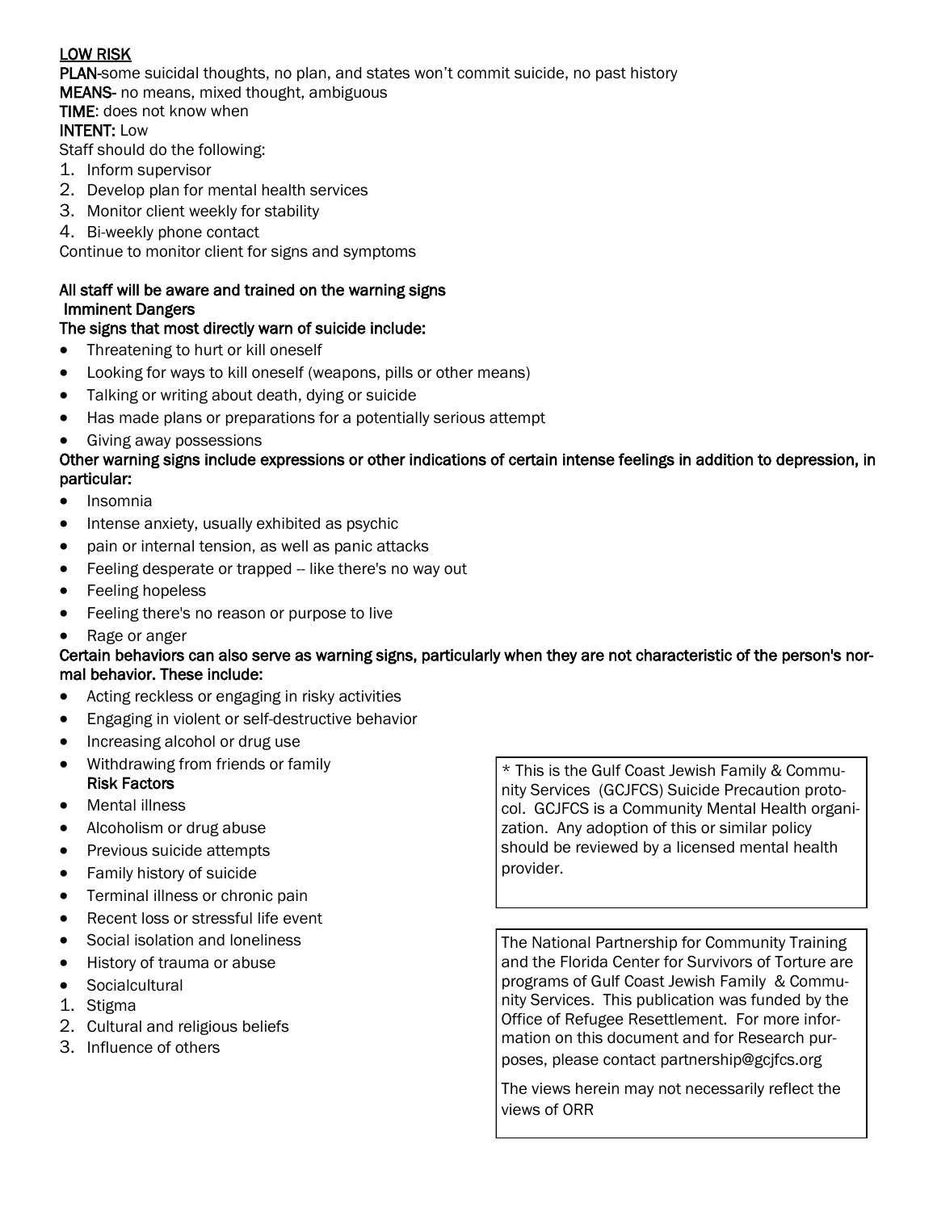<u>LOW RISK</u>

**PLAN**-some suicidal thoughts, no plan, and states won't commit suicide, no past history

**MEANS**- no means, mixed thought, ambiguous

**TIME**: does not know when

**INTENT:** Low

Staff should do the following:

1. Inform supervisor
2. Develop plan for mental health services
3. Monitor client weekly for stability
4. Bi-weekly phone contact

Continue to monitor client for signs and symptoms

**All staff will be aware and trained on the warning signs**

**Imminent Dangers**

**The signs that most directly warn of suicide include:**

- Threatening to hurt or kill oneself
- Looking for ways to kill oneself (weapons, pills or other means)
- Talking or writing about death, dying or suicide
- Has made plans or preparations for a potentially serious attempt
- Giving away possessions

**Other warning signs include expressions or other indications of certain intense feelings in addition to depression, in particular:**

- Insomnia
- Intense anxiety, usually exhibited as psychic
- pain or internal tension, as well as panic attacks
- Feeling desperate or trapped -- like there's no way out
- Feeling hopeless
- Feeling there's no reason or purpose to live
- Rage or anger

**Certain behaviors can also serve as warning signs, particularly when they are not characteristic of the person's normal behavior. These include:**

- Acting reckless or engaging in risky activities
- Engaging in violent or self-destructive behavior
- Increasing alcohol or drug use
- Withdrawing from friends or family

**Risk Factors**

- Mental illness
- Alcoholism or drug abuse
- Previous suicide attempts
- Family history of suicide
- Terminal illness or chronic pain
- Recent loss or stressful life event
- Social isolation and loneliness
- History of trauma or abuse
- Socialcultural

1. Stigma
2. Cultural and religious beliefs
3. Influence of others

* This is the Gulf Coast Jewish Family & Community Services (GCJFCS) Suicide Precaution protocol. GCJFCS is a Community Mental Health organization. Any adoption of this or similar policy should be reviewed by a licensed mental health provider.

The National Partnership for Community Training and the Florida Center for Survivors of Torture are programs of Gulf Coast Jewish Family & Community Services. This publication was funded by the Office of Refugee Resettlement. For more information on this document and for Research purposes, please contact partnership@gcjfcs.org

The views herein may not necessarily reflect the views of ORR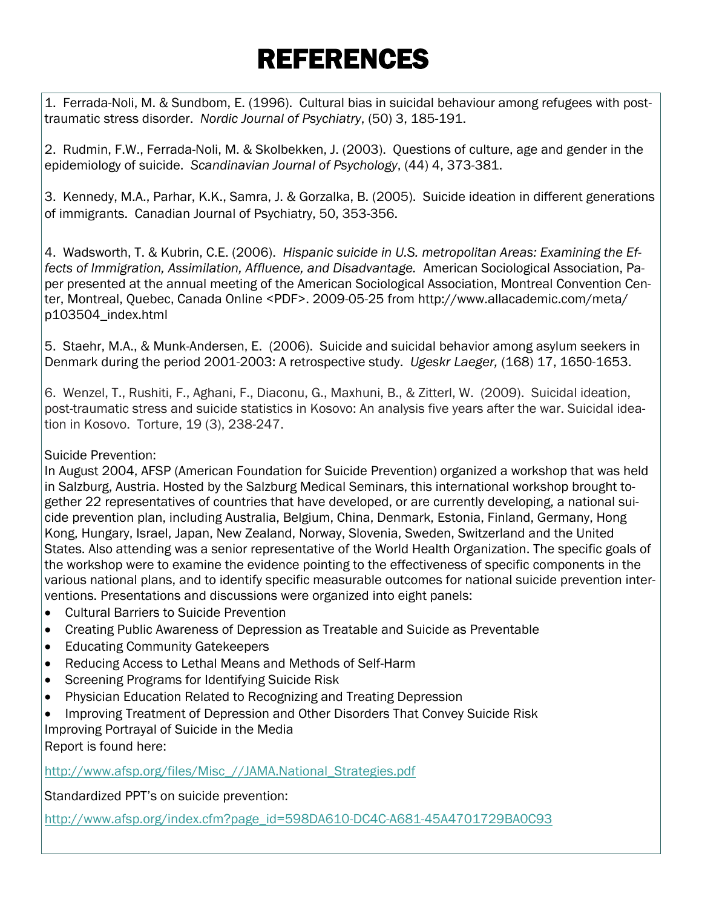# REFERENCES

1. Ferrada-Noli, M. & Sundbom, E. (1996). Cultural bias in suicidal behaviour among refugees with post-traumatic stress disorder. *Nordic Journal of Psychiatry*, (50) 3, 185-191.

2. Rudmin, F.W., Ferrada-Noli, M. & Skolbekken, J. (2003). Questions of culture, age and gender in the epidemiology of suicide. *Scandinavian Journal of Psychology*, (44) 4, 373-381.

3. Kennedy, M.A., Parhar, K.K., Samra, J. & Gorzalka, B. (2005). Suicide ideation in different generations of immigrants. Canadian Journal of Psychiatry, 50, 353-356.

4. Wadsworth, T. & Kubrin, C.E. (2006). *Hispanic suicide in U.S. metropolitan Areas: Examining the Effects of Immigration, Assimilation, Affluence, and Disadvantage.* American Sociological Association, Paper presented at the annual meeting of the American Sociological Association, Montreal Convention Center, Montreal, Quebec, Canada Online <PDF>. 2009-05-25 from http://www.allacademic.com/meta/p103504_index.html

5. Staehr, M.A., & Munk-Andersen, E. (2006). Suicide and suicidal behavior among asylum seekers in Denmark during the period 2001-2003: A retrospective study. *Ugeskr Laeger,* (168) 17, 1650-1653.

6. Wenzel, T., Rushiti, F., Aghani, F., Diaconu, G., Maxhuni, B., & Zitterl, W. (2009). Suicidal ideation, post-traumatic stress and suicide statistics in Kosovo: An analysis five years after the war. Suicidal ideation in Kosovo. Torture, 19 (3), 238-247.

Suicide Prevention:
In August 2004, AFSP (American Foundation for Suicide Prevention) organized a workshop that was held in Salzburg, Austria. Hosted by the Salzburg Medical Seminars, this international workshop brought together 22 representatives of countries that have developed, or are currently developing, a national suicide prevention plan, including Australia, Belgium, China, Denmark, Estonia, Finland, Germany, Hong Kong, Hungary, Israel, Japan, New Zealand, Norway, Slovenia, Sweden, Switzerland and the United States. Also attending was a senior representative of the World Health Organization. The specific goals of the workshop were to examine the evidence pointing to the effectiveness of specific components in the various national plans, and to identify specific measurable outcomes for national suicide prevention interventions. Presentations and discussions were organized into eight panels:

- Cultural Barriers to Suicide Prevention
- Creating Public Awareness of Depression as Treatable and Suicide as Preventable
- Educating Community Gatekeepers
- Reducing Access to Lethal Means and Methods of Self-Harm
- Screening Programs for Identifying Suicide Risk
- Physician Education Related to Recognizing and Treating Depression
- Improving Treatment of Depression and Other Disorders That Convey Suicide Risk

Improving Portrayal of Suicide in the Media
Report is found here:

http://www.afsp.org/files/Misc_//JAMA.National_Strategies.pdf

Standardized PPT's on suicide prevention:

http://www.afsp.org/index.cfm?page_id=598DA610-DC4C-A681-45A4701729BA0C93